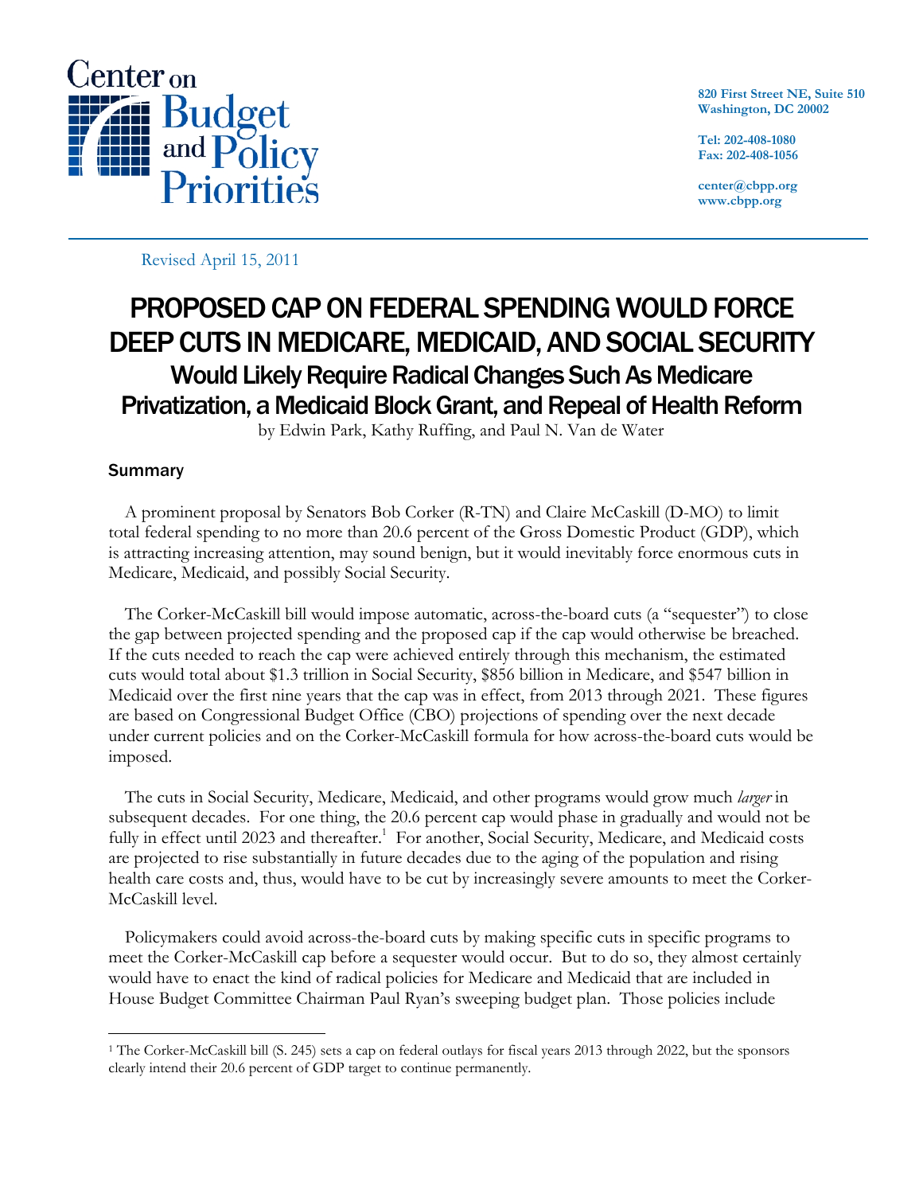Center on Budget and Policy Priorities

820 First Street NE, Suite 510
Washington, DC 20002

Tel: 202-408-1080
Fax: 202-408-1056

center@cbpp.org
www.cbpp.org

Revised April 15, 2011

# PROPOSED CAP ON FEDERAL SPENDING WOULD FORCE DEEP CUTS IN MEDICARE, MEDICAID, AND SOCIAL SECURITY

## Would Likely Require Radical Changes Such As Medicare Privatization, a Medicaid Block Grant, and Repeal of Health Reform

by Edwin Park, Kathy Ruffing, and Paul N. Van de Water

### Summary

A prominent proposal by Senators Bob Corker (R-TN) and Claire McCaskill (D-MO) to limit total federal spending to no more than 20.6 percent of the Gross Domestic Product (GDP), which is attracting increasing attention, may sound benign, but it would inevitably force enormous cuts in Medicare, Medicaid, and possibly Social Security.

The Corker-McCaskill bill would impose automatic, across-the-board cuts (a "sequester") to close the gap between projected spending and the proposed cap if the cap would otherwise be breached. If the cuts needed to reach the cap were achieved entirely through this mechanism, the estimated cuts would total about $1.3 trillion in Social Security, $856 billion in Medicare, and $547 billion in Medicaid over the first nine years that the cap was in effect, from 2013 through 2021. These figures are based on Congressional Budget Office (CBO) projections of spending over the next decade under current policies and on the Corker-McCaskill formula for how across-the-board cuts would be imposed.

The cuts in Social Security, Medicare, Medicaid, and other programs would grow much *larger* in subsequent decades. For one thing, the 20.6 percent cap would phase in gradually and would not be fully in effect until 2023 and thereafter.[1] For another, Social Security, Medicare, and Medicaid costs are projected to rise substantially in future decades due to the aging of the population and rising health care costs and, thus, would have to be cut by increasingly severe amounts to meet the Corker-McCaskill level.

Policymakers could avoid across-the-board cuts by making specific cuts in specific programs to meet the Corker-McCaskill cap before a sequester would occur. But to do so, they almost certainly would have to enact the kind of radical policies for Medicare and Medicaid that are included in House Budget Committee Chairman Paul Ryan's sweeping budget plan. Those policies include

---

[1] The Corker-McCaskill bill (S. 245) sets a cap on federal outlays for fiscal years 2013 through 2022, but the sponsors clearly intend their 20.6 percent of GDP target to continue permanently.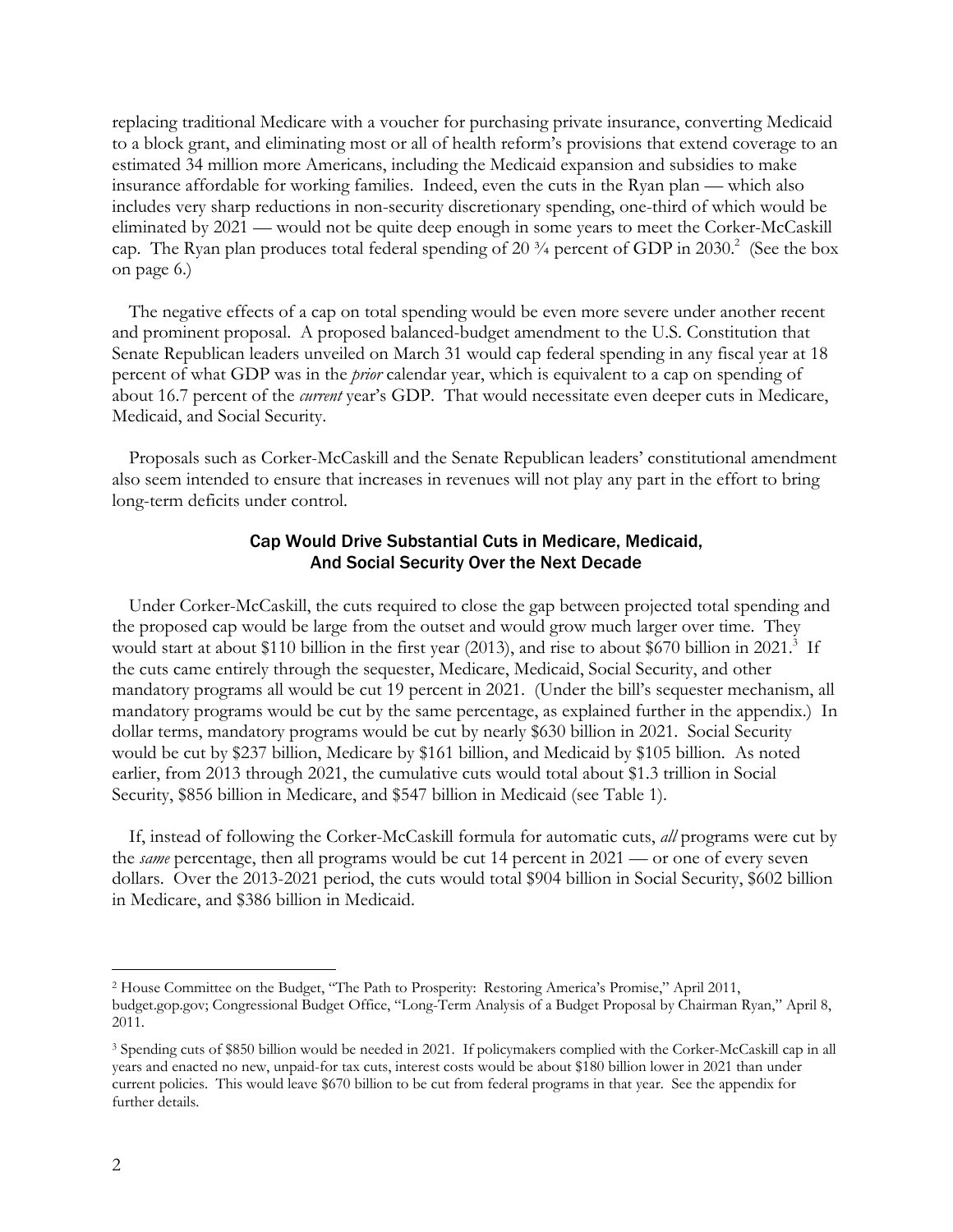replacing traditional Medicare with a voucher for purchasing private insurance, converting Medicaid to a block grant, and eliminating most or all of health reform's provisions that extend coverage to an estimated 34 million more Americans, including the Medicaid expansion and subsidies to make insurance affordable for working families. Indeed, even the cuts in the Ryan plan — which also includes very sharp reductions in non-security discretionary spending, one-third of which would be eliminated by 2021 — would not be quite deep enough in some years to meet the Corker-McCaskill cap. The Ryan plan produces total federal spending of 20 ¾ percent of GDP in 2030.[2] (See the box on page 6.)

The negative effects of a cap on total spending would be even more severe under another recent and prominent proposal. A proposed balanced-budget amendment to the U.S. Constitution that Senate Republican leaders unveiled on March 31 would cap federal spending in any fiscal year at 18 percent of what GDP was in the *prior* calendar year, which is equivalent to a cap on spending of about 16.7 percent of the *current* year's GDP. That would necessitate even deeper cuts in Medicare, Medicaid, and Social Security.

Proposals such as Corker-McCaskill and the Senate Republican leaders' constitutional amendment also seem intended to ensure that increases in revenues will not play any part in the effort to bring long-term deficits under control.

## Cap Would Drive Substantial Cuts in Medicare, Medicaid, And Social Security Over the Next Decade

Under Corker-McCaskill, the cuts required to close the gap between projected total spending and the proposed cap would be large from the outset and would grow much larger over time. They would start at about \$110 billion in the first year (2013), and rise to about \$670 billion in 2021.[3] If the cuts came entirely through the sequester, Medicare, Medicaid, Social Security, and other mandatory programs all would be cut 19 percent in 2021. (Under the bill's sequester mechanism, all mandatory programs would be cut by the same percentage, as explained further in the appendix.) In dollar terms, mandatory programs would be cut by nearly \$630 billion in 2021. Social Security would be cut by \$237 billion, Medicare by \$161 billion, and Medicaid by \$105 billion. As noted earlier, from 2013 through 2021, the cumulative cuts would total about \$1.3 trillion in Social Security, \$856 billion in Medicare, and \$547 billion in Medicaid (see Table 1).

If, instead of following the Corker-McCaskill formula for automatic cuts, *all* programs were cut by the *same* percentage, then all programs would be cut 14 percent in 2021 — or one of every seven dollars. Over the 2013-2021 period, the cuts would total \$904 billion in Social Security, \$602 billion in Medicare, and \$386 billion in Medicaid.

---

[2] House Committee on the Budget, "The Path to Prosperity: Restoring America's Promise," April 2011, budget.gop.gov; Congressional Budget Office, "Long-Term Analysis of a Budget Proposal by Chairman Ryan," April 8, 2011.

[3] Spending cuts of \$850 billion would be needed in 2021. If policymakers complied with the Corker-McCaskill cap in all years and enacted no new, unpaid-for tax cuts, interest costs would be about \$180 billion lower in 2021 than under current policies. This would leave \$670 billion to be cut from federal programs in that year. See the appendix for further details.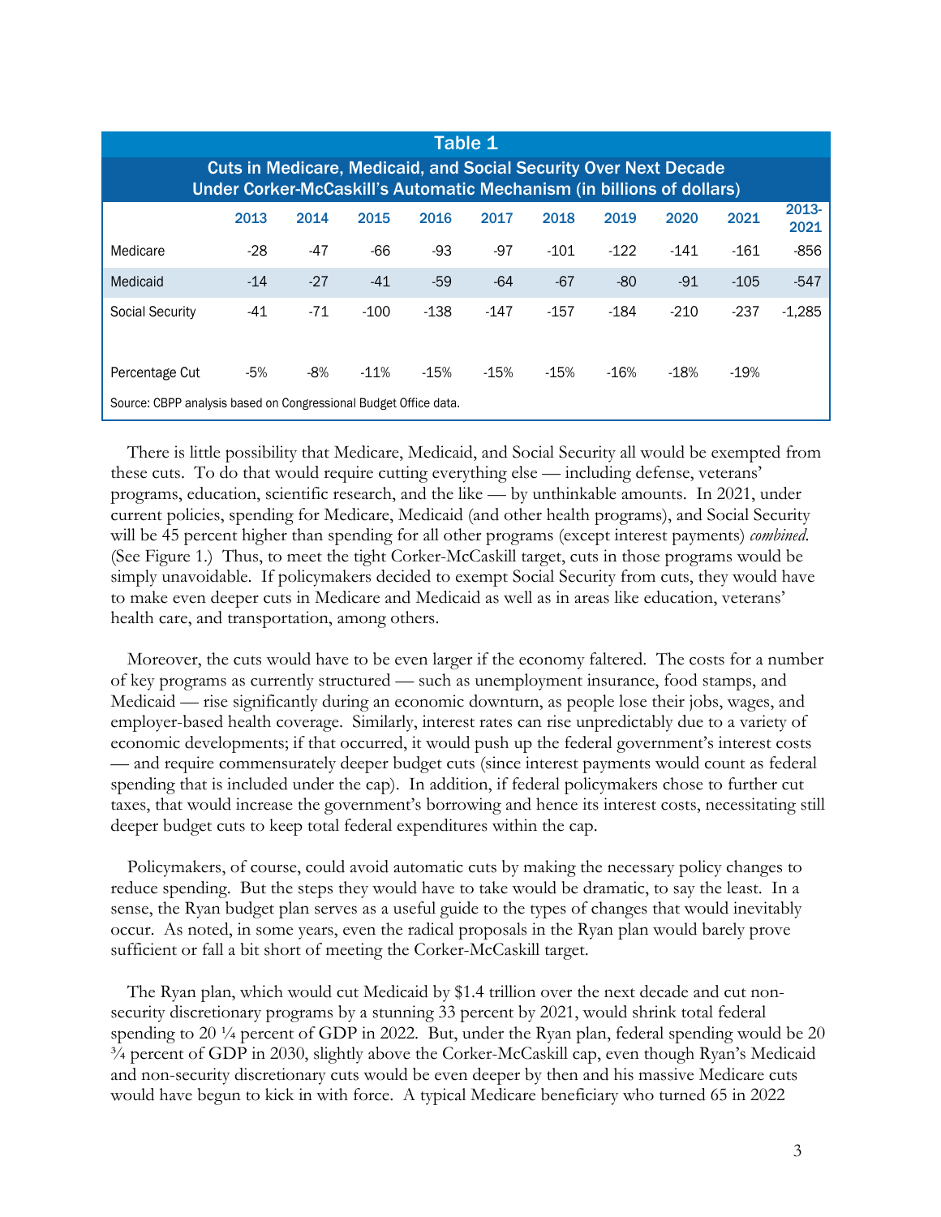**Table 1**

**Cuts in Medicare, Medicaid, and Social Security Over Next Decade Under Corker-McCaskill's Automatic Mechanism (in billions of dollars)**

| | 2013 | 2014 | 2015 | 2016 | 2017 | 2018 | 2019 | 2020 | 2021 | 2013-2021 |
|---|---|---|---|---|---|---|---|---|---|---|
| Medicare | -28 | -47 | -66 | -93 | -97 | -101 | -122 | -141 | -161 | -856 |
| Medicaid | -14 | -27 | -41 | -59 | -64 | -67 | -80 | -91 | -105 | -547 |
| Social Security | -41 | -71 | -100 | -138 | -147 | -157 | -184 | -210 | -237 | -1,285 |
| | | | | | | | | | | |
| Percentage Cut | -5% | -8% | -11% | -15% | -15% | -15% | -16% | -18% | -19% | |

Source: CBPP analysis based on Congressional Budget Office data.

There is little possibility that Medicare, Medicaid, and Social Security all would be exempted from these cuts. To do that would require cutting everything else — including defense, veterans' programs, education, scientific research, and the like — by unthinkable amounts. In 2021, under current policies, spending for Medicare, Medicaid (and other health programs), and Social Security will be 45 percent higher than spending for all other programs (except interest payments) *combined*. (See Figure 1.) Thus, to meet the tight Corker-McCaskill target, cuts in those programs would be simply unavoidable. If policymakers decided to exempt Social Security from cuts, they would have to make even deeper cuts in Medicare and Medicaid as well as in areas like education, veterans' health care, and transportation, among others.

Moreover, the cuts would have to be even larger if the economy faltered. The costs for a number of key programs as currently structured — such as unemployment insurance, food stamps, and Medicaid — rise significantly during an economic downturn, as people lose their jobs, wages, and employer-based health coverage. Similarly, interest rates can rise unpredictably due to a variety of economic developments; if that occurred, it would push up the federal government's interest costs — and require commensurately deeper budget cuts (since interest payments would count as federal spending that is included under the cap). In addition, if federal policymakers chose to further cut taxes, that would increase the government's borrowing and hence its interest costs, necessitating still deeper budget cuts to keep total federal expenditures within the cap.

Policymakers, of course, could avoid automatic cuts by making the necessary policy changes to reduce spending. But the steps they would have to take would be dramatic, to say the least. In a sense, the Ryan budget plan serves as a useful guide to the types of changes that would inevitably occur. As noted, in some years, even the radical proposals in the Ryan plan would barely prove sufficient or fall a bit short of meeting the Corker-McCaskill target.

The Ryan plan, which would cut Medicaid by $1.4 trillion over the next decade and cut non-security discretionary programs by a stunning 33 percent by 2021, would shrink total federal spending to 20 ¼ percent of GDP in 2022. But, under the Ryan plan, federal spending would be 20 ¾ percent of GDP in 2030, slightly above the Corker-McCaskill cap, even though Ryan's Medicaid and non-security discretionary cuts would be even deeper by then and his massive Medicare cuts would have begun to kick in with force. A typical Medicare beneficiary who turned 65 in 2022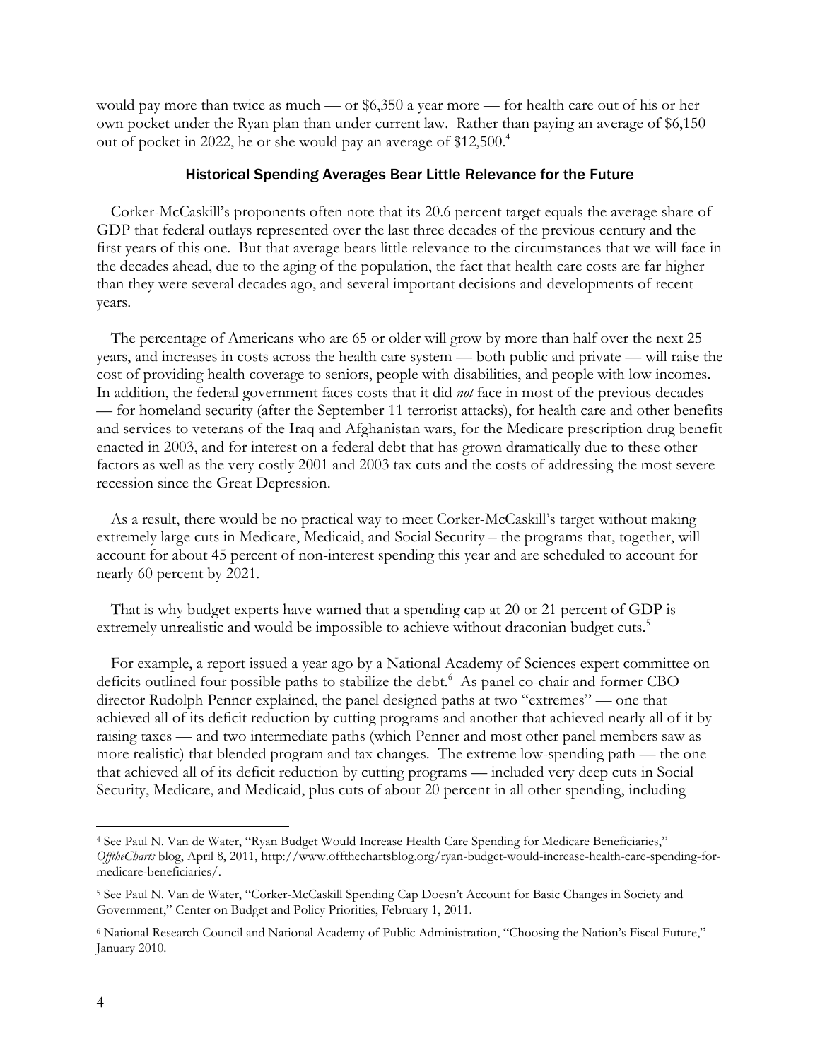would pay more than twice as much — or $6,350 a year more — for health care out of his or her own pocket under the Ryan plan than under current law. Rather than paying an average of $6,150 out of pocket in 2022, he or she would pay an average of $12,500.[4]

## Historical Spending Averages Bear Little Relevance for the Future

Corker-McCaskill's proponents often note that its 20.6 percent target equals the average share of GDP that federal outlays represented over the last three decades of the previous century and the first years of this one. But that average bears little relevance to the circumstances that we will face in the decades ahead, due to the aging of the population, the fact that health care costs are far higher than they were several decades ago, and several important decisions and developments of recent years.

The percentage of Americans who are 65 or older will grow by more than half over the next 25 years, and increases in costs across the health care system — both public and private — will raise the cost of providing health coverage to seniors, people with disabilities, and people with low incomes. In addition, the federal government faces costs that it did *not* face in most of the previous decades — for homeland security (after the September 11 terrorist attacks), for health care and other benefits and services to veterans of the Iraq and Afghanistan wars, for the Medicare prescription drug benefit enacted in 2003, and for interest on a federal debt that has grown dramatically due to these other factors as well as the very costly 2001 and 2003 tax cuts and the costs of addressing the most severe recession since the Great Depression.

As a result, there would be no practical way to meet Corker-McCaskill's target without making extremely large cuts in Medicare, Medicaid, and Social Security – the programs that, together, will account for about 45 percent of non-interest spending this year and are scheduled to account for nearly 60 percent by 2021.

That is why budget experts have warned that a spending cap at 20 or 21 percent of GDP is extremely unrealistic and would be impossible to achieve without draconian budget cuts.[5]

For example, a report issued a year ago by a National Academy of Sciences expert committee on deficits outlined four possible paths to stabilize the debt.[6] As panel co-chair and former CBO director Rudolph Penner explained, the panel designed paths at two "extremes" — one that achieved all of its deficit reduction by cutting programs and another that achieved nearly all of it by raising taxes — and two intermediate paths (which Penner and most other panel members saw as more realistic) that blended program and tax changes. The extreme low-spending path — the one that achieved all of its deficit reduction by cutting programs — included very deep cuts in Social Security, Medicare, and Medicaid, plus cuts of about 20 percent in all other spending, including

---

[4] See Paul N. Van de Water, "Ryan Budget Would Increase Health Care Spending for Medicare Beneficiaries," *OfftheCharts* blog, April 8, 2011, http://www.offthechartsblog.org/ryan-budget-would-increase-health-care-spending-for-medicare-beneficiaries/.

[5] See Paul N. Van de Water, "Corker-McCaskill Spending Cap Doesn't Account for Basic Changes in Society and Government," Center on Budget and Policy Priorities, February 1, 2011.

[6] National Research Council and National Academy of Public Administration, "Choosing the Nation's Fiscal Future," January 2010.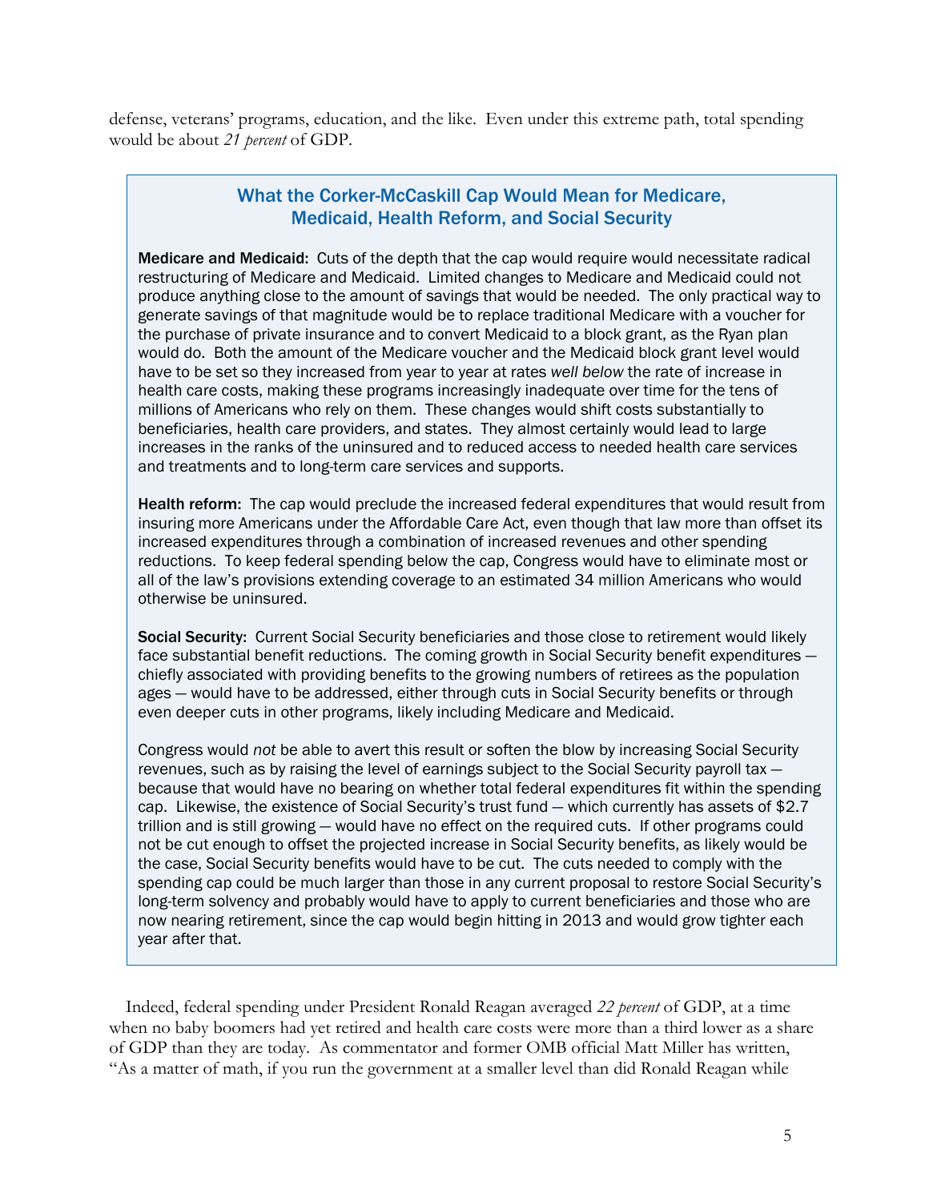defense, veterans' programs, education, and the like. Even under this extreme path, total spending would be about *21 percent* of GDP.

### What the Corker-McCaskill Cap Would Mean for Medicare, Medicaid, Health Reform, and Social Security

**Medicare and Medicaid:** Cuts of the depth that the cap would require would necessitate radical restructuring of Medicare and Medicaid. Limited changes to Medicare and Medicaid could not produce anything close to the amount of savings that would be needed. The only practical way to generate savings of that magnitude would be to replace traditional Medicare with a voucher for the purchase of private insurance and to convert Medicaid to a block grant, as the Ryan plan would do. Both the amount of the Medicare voucher and the Medicaid block grant level would have to be set so they increased from year to year at rates *well below* the rate of increase in health care costs, making these programs increasingly inadequate over time for the tens of millions of Americans who rely on them. These changes would shift costs substantially to beneficiaries, health care providers, and states. They almost certainly would lead to large increases in the ranks of the uninsured and to reduced access to needed health care services and treatments and to long-term care services and supports.

**Health reform:** The cap would preclude the increased federal expenditures that would result from insuring more Americans under the Affordable Care Act, even though that law more than offset its increased expenditures through a combination of increased revenues and other spending reductions. To keep federal spending below the cap, Congress would have to eliminate most or all of the law's provisions extending coverage to an estimated 34 million Americans who would otherwise be uninsured.

**Social Security:** Current Social Security beneficiaries and those close to retirement would likely face substantial benefit reductions. The coming growth in Social Security benefit expenditures — chiefly associated with providing benefits to the growing numbers of retirees as the population ages — would have to be addressed, either through cuts in Social Security benefits or through even deeper cuts in other programs, likely including Medicare and Medicaid.

Congress would *not* be able to avert this result or soften the blow by increasing Social Security revenues, such as by raising the level of earnings subject to the Social Security payroll tax — because that would have no bearing on whether total federal expenditures fit within the spending cap. Likewise, the existence of Social Security's trust fund — which currently has assets of $2.7 trillion and is still growing — would have no effect on the required cuts. If other programs could not be cut enough to offset the projected increase in Social Security benefits, as likely would be the case, Social Security benefits would have to be cut. The cuts needed to comply with the spending cap could be much larger than those in any current proposal to restore Social Security's long-term solvency and probably would have to apply to current beneficiaries and those who are now nearing retirement, since the cap would begin hitting in 2013 and would grow tighter each year after that.

Indeed, federal spending under President Ronald Reagan averaged *22 percent* of GDP, at a time when no baby boomers had yet retired and health care costs were more than a third lower as a share of GDP than they are today. As commentator and former OMB official Matt Miller has written, "As a matter of math, if you run the government at a smaller level than did Ronald Reagan while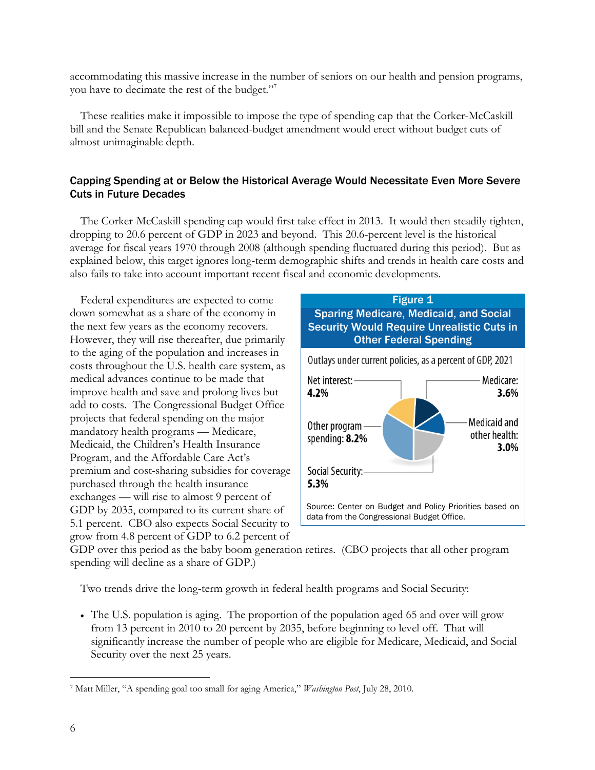accommodating this massive increase in the number of seniors on our health and pension programs, you have to decimate the rest of the budget."[7]

These realities make it impossible to impose the type of spending cap that the Corker-McCaskill bill and the Senate Republican balanced-budget amendment would erect without budget cuts of almost unimaginable depth.

## Capping Spending at or Below the Historical Average Would Necessitate Even More Severe Cuts in Future Decades

The Corker-McCaskill spending cap would first take effect in 2013. It would then steadily tighten, dropping to 20.6 percent of GDP in 2023 and beyond. This 20.6-percent level is the historical average for fiscal years 1970 through 2008 (although spending fluctuated during this period). But as explained below, this target ignores long-term demographic shifts and trends in health care costs and also fails to take into account important recent fiscal and economic developments.

Federal expenditures are expected to come down somewhat as a share of the economy in the next few years as the economy recovers. However, they will rise thereafter, due primarily to the aging of the population and increases in costs throughout the U.S. health care system, as medical advances continue to be made that improve health and save and prolong lives but add to costs. The Congressional Budget Office projects that federal spending on the major mandatory health programs — Medicare, Medicaid, the Children's Health Insurance Program, and the Affordable Care Act's premium and cost-sharing subsidies for coverage purchased through the health insurance exchanges — will rise to almost 9 percent of GDP by 2035, compared to its current share of 5.1 percent. CBO also expects Social Security to grow from 4.8 percent of GDP to 6.2 percent of GDP over this period as the baby boom generation retires. (CBO projects that all other program spending will decline as a share of GDP.)

**Figure 1**

**Sparing Medicare, Medicaid, and Social Security Would Require Unrealistic Cuts in Other Federal Spending**

Outlays under current policies, as a percent of GDP, 2021

- Net interest: **4.2%**
- Medicare: **3.6%**
- Medicaid and other health: **3.0%**
- Social Security: **5.3%**
- Other program spending: **8.2%**

Source: Center on Budget and Policy Priorities based on data from the Congressional Budget Office.

Two trends drive the long-term growth in federal health programs and Social Security:

- The U.S. population is aging. The proportion of the population aged 65 and over will grow from 13 percent in 2010 to 20 percent by 2035, before beginning to level off. That will significantly increase the number of people who are eligible for Medicare, Medicaid, and Social Security over the next 25 years.

[7] Matt Miller, "A spending goal too small for aging America," *Washington Post*, July 28, 2010.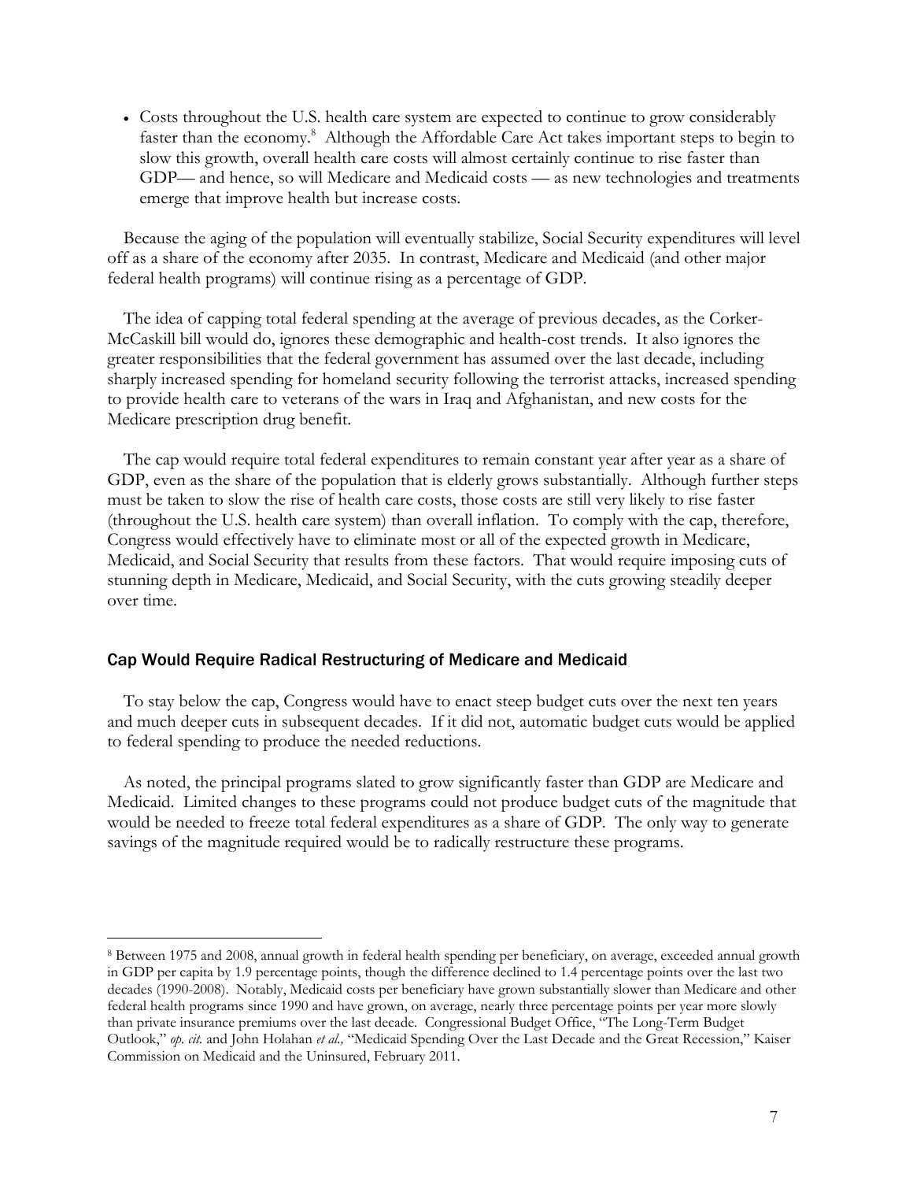- Costs throughout the U.S. health care system are expected to continue to grow considerably faster than the economy.[8] Although the Affordable Care Act takes important steps to begin to slow this growth, overall health care costs will almost certainly continue to rise faster than GDP— and hence, so will Medicare and Medicaid costs — as new technologies and treatments emerge that improve health but increase costs.

Because the aging of the population will eventually stabilize, Social Security expenditures will level off as a share of the economy after 2035. In contrast, Medicare and Medicaid (and other major federal health programs) will continue rising as a percentage of GDP.

The idea of capping total federal spending at the average of previous decades, as the Corker-McCaskill bill would do, ignores these demographic and health-cost trends. It also ignores the greater responsibilities that the federal government has assumed over the last decade, including sharply increased spending for homeland security following the terrorist attacks, increased spending to provide health care to veterans of the wars in Iraq and Afghanistan, and new costs for the Medicare prescription drug benefit.

The cap would require total federal expenditures to remain constant year after year as a share of GDP, even as the share of the population that is elderly grows substantially. Although further steps must be taken to slow the rise of health care costs, those costs are still very likely to rise faster (throughout the U.S. health care system) than overall inflation. To comply with the cap, therefore, Congress would effectively have to eliminate most or all of the expected growth in Medicare, Medicaid, and Social Security that results from these factors. That would require imposing cuts of stunning depth in Medicare, Medicaid, and Social Security, with the cuts growing steadily deeper over time.

## Cap Would Require Radical Restructuring of Medicare and Medicaid

To stay below the cap, Congress would have to enact steep budget cuts over the next ten years and much deeper cuts in subsequent decades. If it did not, automatic budget cuts would be applied to federal spending to produce the needed reductions.

As noted, the principal programs slated to grow significantly faster than GDP are Medicare and Medicaid. Limited changes to these programs could not produce budget cuts of the magnitude that would be needed to freeze total federal expenditures as a share of GDP. The only way to generate savings of the magnitude required would be to radically restructure these programs.

---

[8] Between 1975 and 2008, annual growth in federal health spending per beneficiary, on average, exceeded annual growth in GDP per capita by 1.9 percentage points, though the difference declined to 1.4 percentage points over the last two decades (1990-2008). Notably, Medicaid costs per beneficiary have grown substantially slower than Medicare and other federal health programs since 1990 and have grown, on average, nearly three percentage points per year more slowly than private insurance premiums over the last decade. Congressional Budget Office, "The Long-Term Budget Outlook," *op. cit.* and John Holahan *et al.,* "Medicaid Spending Over the Last Decade and the Great Recession," Kaiser Commission on Medicaid and the Uninsured, February 2011.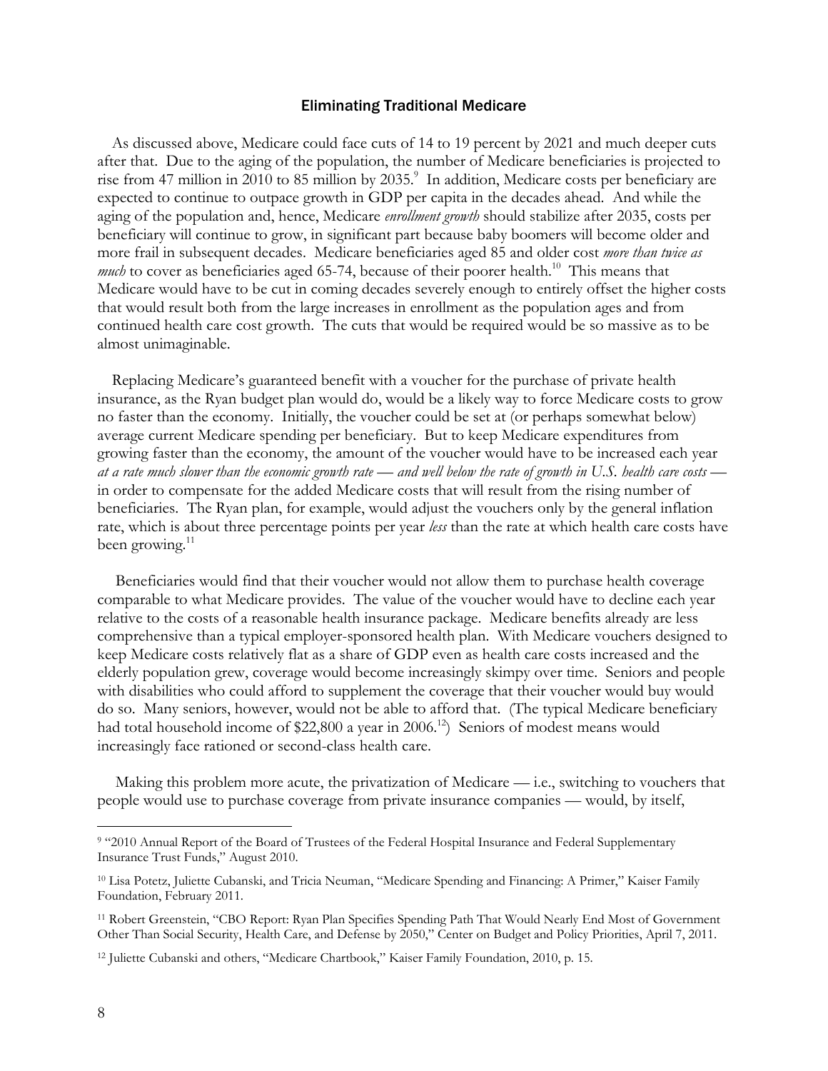## Eliminating Traditional Medicare

As discussed above, Medicare could face cuts of 14 to 19 percent by 2021 and much deeper cuts after that. Due to the aging of the population, the number of Medicare beneficiaries is projected to rise from 47 million in 2010 to 85 million by 2035.[9] In addition, Medicare costs per beneficiary are expected to continue to outpace growth in GDP per capita in the decades ahead. And while the aging of the population and, hence, Medicare *enrollment growth* should stabilize after 2035, costs per beneficiary will continue to grow, in significant part because baby boomers will become older and more frail in subsequent decades. Medicare beneficiaries aged 85 and older cost *more than twice as much* to cover as beneficiaries aged 65-74, because of their poorer health.[10] This means that Medicare would have to be cut in coming decades severely enough to entirely offset the higher costs that would result both from the large increases in enrollment as the population ages and from continued health care cost growth. The cuts that would be required would be so massive as to be almost unimaginable.

Replacing Medicare's guaranteed benefit with a voucher for the purchase of private health insurance, as the Ryan budget plan would do, would be a likely way to force Medicare costs to grow no faster than the economy. Initially, the voucher could be set at (or perhaps somewhat below) average current Medicare spending per beneficiary. But to keep Medicare expenditures from growing faster than the economy, the amount of the voucher would have to be increased each year *at a rate much slower than the economic growth rate — and well below the rate of growth in U.S. health care costs —* in order to compensate for the added Medicare costs that will result from the rising number of beneficiaries. The Ryan plan, for example, would adjust the vouchers only by the general inflation rate, which is about three percentage points per year *less* than the rate at which health care costs have been growing.[11]

Beneficiaries would find that their voucher would not allow them to purchase health coverage comparable to what Medicare provides. The value of the voucher would have to decline each year relative to the costs of a reasonable health insurance package. Medicare benefits already are less comprehensive than a typical employer-sponsored health plan. With Medicare vouchers designed to keep Medicare costs relatively flat as a share of GDP even as health care costs increased and the elderly population grew, coverage would become increasingly skimpy over time. Seniors and people with disabilities who could afford to supplement the coverage that their voucher would buy would do so. Many seniors, however, would not be able to afford that. (The typical Medicare beneficiary had total household income of $22,800 a year in 2006.[12]) Seniors of modest means would increasingly face rationed or second-class health care.

Making this problem more acute, the privatization of Medicare — i.e., switching to vouchers that people would use to purchase coverage from private insurance companies — would, by itself,

---

[9] "2010 Annual Report of the Board of Trustees of the Federal Hospital Insurance and Federal Supplementary Insurance Trust Funds," August 2010.

[10] Lisa Potetz, Juliette Cubanski, and Tricia Neuman, "Medicare Spending and Financing: A Primer," Kaiser Family Foundation, February 2011.

[11] Robert Greenstein, "CBO Report: Ryan Plan Specifies Spending Path That Would Nearly End Most of Government Other Than Social Security, Health Care, and Defense by 2050," Center on Budget and Policy Priorities, April 7, 2011.

[12] Juliette Cubanski and others, "Medicare Chartbook," Kaiser Family Foundation, 2010, p. 15.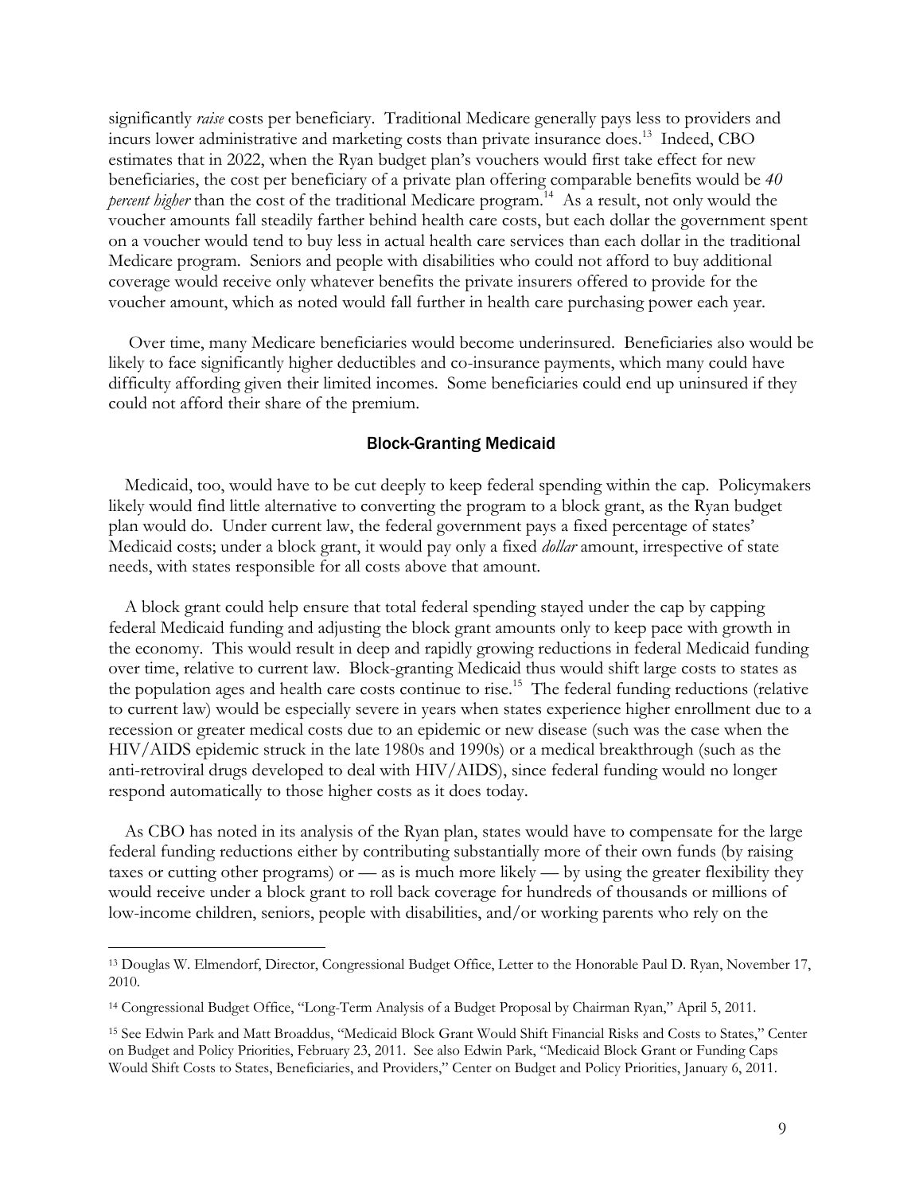significantly *raise* costs per beneficiary. Traditional Medicare generally pays less to providers and incurs lower administrative and marketing costs than private insurance does.[13] Indeed, CBO estimates that in 2022, when the Ryan budget plan's vouchers would first take effect for new beneficiaries, the cost per beneficiary of a private plan offering comparable benefits would be *40 percent higher* than the cost of the traditional Medicare program.[14] As a result, not only would the voucher amounts fall steadily farther behind health care costs, but each dollar the government spent on a voucher would tend to buy less in actual health care services than each dollar in the traditional Medicare program. Seniors and people with disabilities who could not afford to buy additional coverage would receive only whatever benefits the private insurers offered to provide for the voucher amount, which as noted would fall further in health care purchasing power each year.

Over time, many Medicare beneficiaries would become underinsured. Beneficiaries also would be likely to face significantly higher deductibles and co-insurance payments, which many could have difficulty affording given their limited incomes. Some beneficiaries could end up uninsured if they could not afford their share of the premium.

### Block-Granting Medicaid

Medicaid, too, would have to be cut deeply to keep federal spending within the cap. Policymakers likely would find little alternative to converting the program to a block grant, as the Ryan budget plan would do. Under current law, the federal government pays a fixed percentage of states' Medicaid costs; under a block grant, it would pay only a fixed *dollar* amount, irrespective of state needs, with states responsible for all costs above that amount.

A block grant could help ensure that total federal spending stayed under the cap by capping federal Medicaid funding and adjusting the block grant amounts only to keep pace with growth in the economy. This would result in deep and rapidly growing reductions in federal Medicaid funding over time, relative to current law. Block-granting Medicaid thus would shift large costs to states as the population ages and health care costs continue to rise.[15] The federal funding reductions (relative to current law) would be especially severe in years when states experience higher enrollment due to a recession or greater medical costs due to an epidemic or new disease (such was the case when the HIV/AIDS epidemic struck in the late 1980s and 1990s) or a medical breakthrough (such as the anti-retroviral drugs developed to deal with HIV/AIDS), since federal funding would no longer respond automatically to those higher costs as it does today.

As CBO has noted in its analysis of the Ryan plan, states would have to compensate for the large federal funding reductions either by contributing substantially more of their own funds (by raising taxes or cutting other programs) or — as is much more likely — by using the greater flexibility they would receive under a block grant to roll back coverage for hundreds of thousands or millions of low-income children, seniors, people with disabilities, and/or working parents who rely on the

---

[13] Douglas W. Elmendorf, Director, Congressional Budget Office, Letter to the Honorable Paul D. Ryan, November 17, 2010.

[14] Congressional Budget Office, "Long-Term Analysis of a Budget Proposal by Chairman Ryan," April 5, 2011.

[15] See Edwin Park and Matt Broaddus, "Medicaid Block Grant Would Shift Financial Risks and Costs to States," Center on Budget and Policy Priorities, February 23, 2011. See also Edwin Park, "Medicaid Block Grant or Funding Caps Would Shift Costs to States, Beneficiaries, and Providers," Center on Budget and Policy Priorities, January 6, 2011.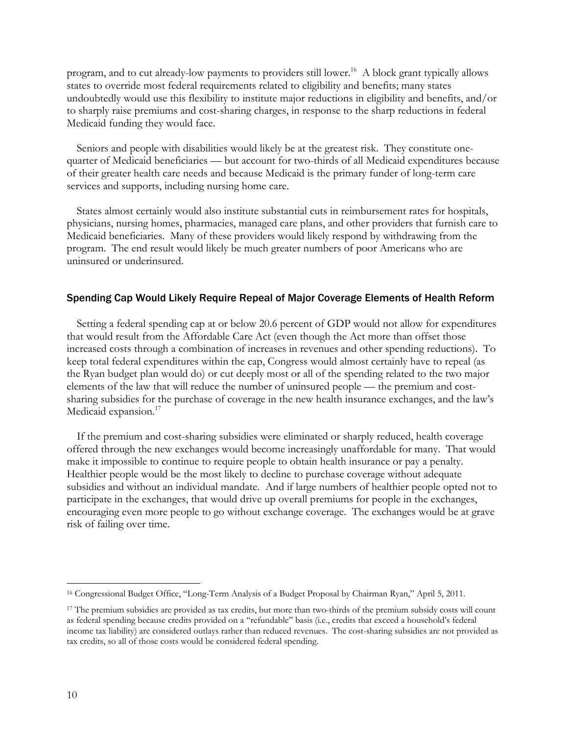program, and to cut already-low payments to providers still lower.[16] A block grant typically allows states to override most federal requirements related to eligibility and benefits; many states undoubtedly would use this flexibility to institute major reductions in eligibility and benefits, and/or to sharply raise premiums and cost-sharing charges, in response to the sharp reductions in federal Medicaid funding they would face.

Seniors and people with disabilities would likely be at the greatest risk. They constitute one-quarter of Medicaid beneficiaries — but account for two-thirds of all Medicaid expenditures because of their greater health care needs and because Medicaid is the primary funder of long-term care services and supports, including nursing home care.

States almost certainly would also institute substantial cuts in reimbursement rates for hospitals, physicians, nursing homes, pharmacies, managed care plans, and other providers that furnish care to Medicaid beneficiaries. Many of these providers would likely respond by withdrawing from the program. The end result would likely be much greater numbers of poor Americans who are uninsured or underinsured.

## Spending Cap Would Likely Require Repeal of Major Coverage Elements of Health Reform

Setting a federal spending cap at or below 20.6 percent of GDP would not allow for expenditures that would result from the Affordable Care Act (even though the Act more than offset those increased costs through a combination of increases in revenues and other spending reductions). To keep total federal expenditures within the cap, Congress would almost certainly have to repeal (as the Ryan budget plan would do) or cut deeply most or all of the spending related to the two major elements of the law that will reduce the number of uninsured people — the premium and cost-sharing subsidies for the purchase of coverage in the new health insurance exchanges, and the law's Medicaid expansion.[17]

If the premium and cost-sharing subsidies were eliminated or sharply reduced, health coverage offered through the new exchanges would become increasingly unaffordable for many. That would make it impossible to continue to require people to obtain health insurance or pay a penalty. Healthier people would be the most likely to decline to purchase coverage without adequate subsidies and without an individual mandate. And if large numbers of healthier people opted not to participate in the exchanges, that would drive up overall premiums for people in the exchanges, encouraging even more people to go without exchange coverage. The exchanges would be at grave risk of failing over time.

---

[16] Congressional Budget Office, "Long-Term Analysis of a Budget Proposal by Chairman Ryan," April 5, 2011.

[17] The premium subsidies are provided as tax credits, but more than two-thirds of the premium subsidy costs will count as federal spending because credits provided on a "refundable" basis (i.e., credits that exceed a household's federal income tax liability) are considered outlays rather than reduced revenues. The cost-sharing subsidies are not provided as tax credits, so all of those costs would be considered federal spending.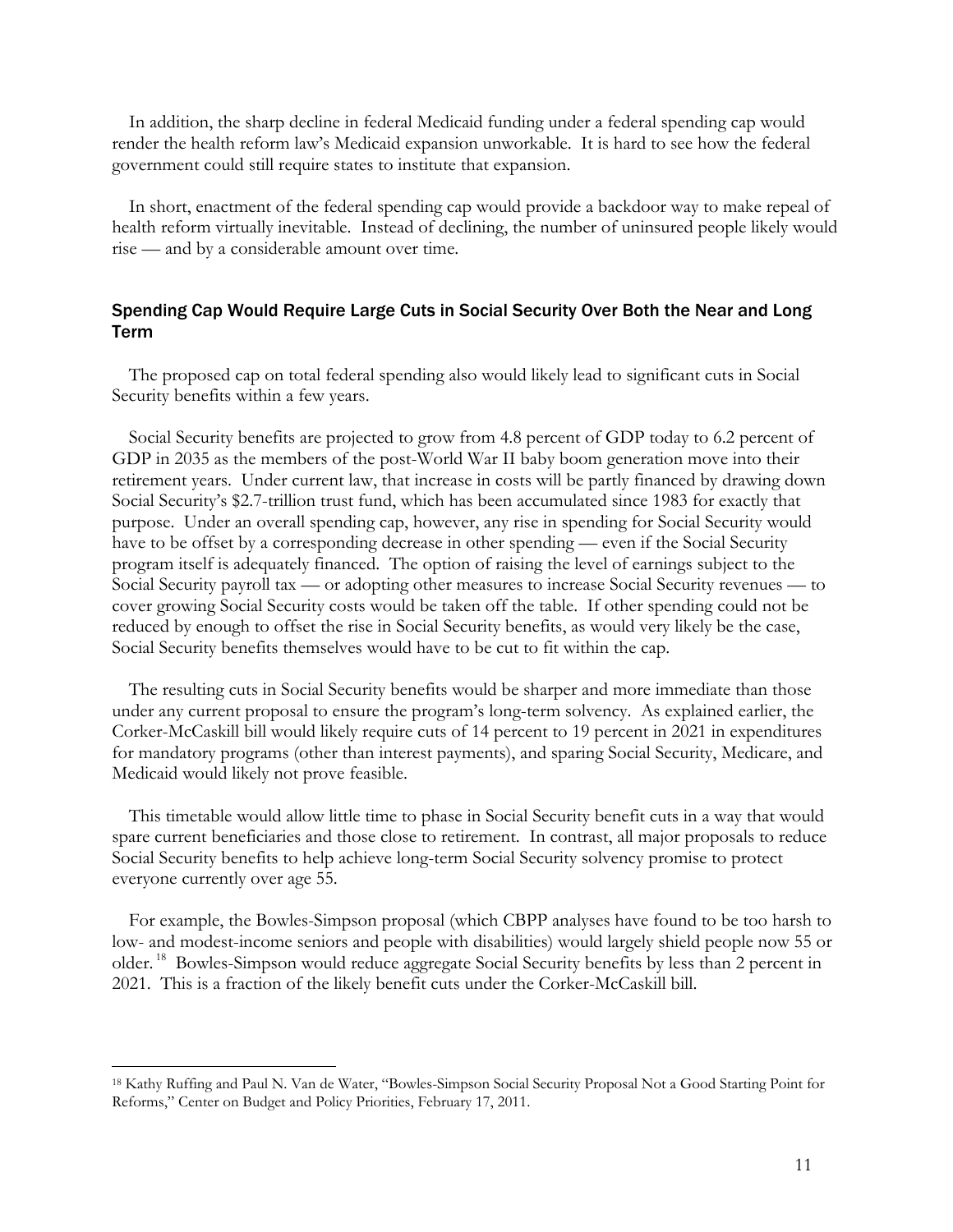In addition, the sharp decline in federal Medicaid funding under a federal spending cap would render the health reform law's Medicaid expansion unworkable. It is hard to see how the federal government could still require states to institute that expansion.

In short, enactment of the federal spending cap would provide a backdoor way to make repeal of health reform virtually inevitable. Instead of declining, the number of uninsured people likely would rise — and by a considerable amount over time.

## Spending Cap Would Require Large Cuts in Social Security Over Both the Near and Long Term

The proposed cap on total federal spending also would likely lead to significant cuts in Social Security benefits within a few years.

Social Security benefits are projected to grow from 4.8 percent of GDP today to 6.2 percent of GDP in 2035 as the members of the post-World War II baby boom generation move into their retirement years. Under current law, that increase in costs will be partly financed by drawing down Social Security's $2.7-trillion trust fund, which has been accumulated since 1983 for exactly that purpose. Under an overall spending cap, however, any rise in spending for Social Security would have to be offset by a corresponding decrease in other spending — even if the Social Security program itself is adequately financed. The option of raising the level of earnings subject to the Social Security payroll tax — or adopting other measures to increase Social Security revenues — to cover growing Social Security costs would be taken off the table. If other spending could not be reduced by enough to offset the rise in Social Security benefits, as would very likely be the case, Social Security benefits themselves would have to be cut to fit within the cap.

The resulting cuts in Social Security benefits would be sharper and more immediate than those under any current proposal to ensure the program's long-term solvency. As explained earlier, the Corker-McCaskill bill would likely require cuts of 14 percent to 19 percent in 2021 in expenditures for mandatory programs (other than interest payments), and sparing Social Security, Medicare, and Medicaid would likely not prove feasible.

This timetable would allow little time to phase in Social Security benefit cuts in a way that would spare current beneficiaries and those close to retirement. In contrast, all major proposals to reduce Social Security benefits to help achieve long-term Social Security solvency promise to protect everyone currently over age 55.

For example, the Bowles-Simpson proposal (which CBPP analyses have found to be too harsh to low- and modest-income seniors and people with disabilities) would largely shield people now 55 or older.[18] Bowles-Simpson would reduce aggregate Social Security benefits by less than 2 percent in 2021. This is a fraction of the likely benefit cuts under the Corker-McCaskill bill.

---

[18] Kathy Ruffing and Paul N. Van de Water, "Bowles-Simpson Social Security Proposal Not a Good Starting Point for Reforms," Center on Budget and Policy Priorities, February 17, 2011.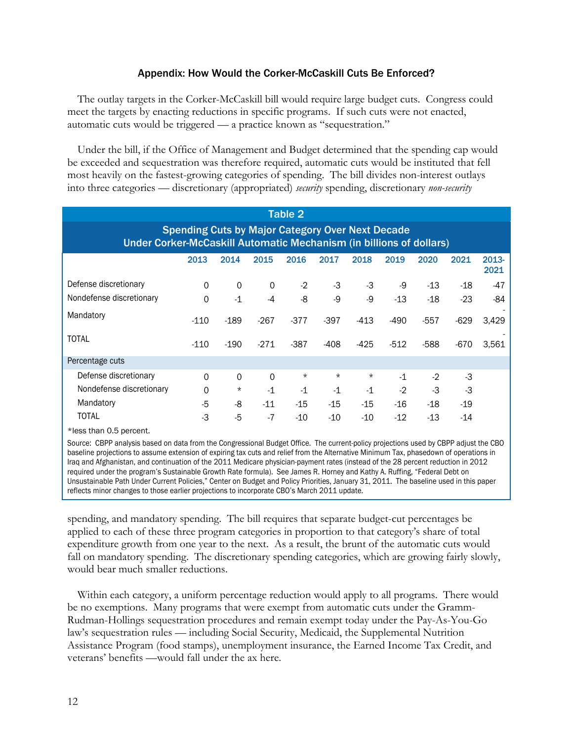### Appendix: How Would the Corker-McCaskill Cuts Be Enforced?

The outlay targets in the Corker-McCaskill bill would require large budget cuts. Congress could meet the targets by enacting reductions in specific programs. If such cuts were not enacted, automatic cuts would be triggered — a practice known as "sequestration."

Under the bill, if the Office of Management and Budget determined that the spending cap would be exceeded and sequestration was therefore required, automatic cuts would be instituted that fell most heavily on the fastest-growing categories of spending. The bill divides non-interest outlays into three categories — discretionary (appropriated) *security* spending, discretionary *non-security* spending, and mandatory spending. The bill requires that separate budget-cut percentages be applied to each of these three program categories in proportion to that category's share of total expenditure growth from one year to the next. As a result, the brunt of the automatic cuts would fall on mandatory spending. The discretionary spending categories, which are growing fairly slowly, would bear much smaller reductions.

**Table 2**

**Spending Cuts by Major Category Over Next Decade Under Corker-McCaskill Automatic Mechanism (in billions of dollars)**

| | 2013 | 2014 | 2015 | 2016 | 2017 | 2018 | 2019 | 2020 | 2021 | 2013-2021 |
|---|---|---|---|---|---|---|---|---|---|---|
| Defense discretionary | 0 | 0 | 0 | -2 | -3 | -3 | -9 | -13 | -18 | -47 |
| Nondefense discretionary | 0 | -1 | -4 | -8 | -9 | -9 | -13 | -18 | -23 | -84 |
| Mandatory | -110 | -189 | -267 | -377 | -397 | -413 | -490 | -557 | -629 | -3,429 |
| TOTAL | -110 | -190 | -271 | -387 | -408 | -425 | -512 | -588 | -670 | -3,561 |
| **Percentage cuts** | | | | | | | | | | |
| Defense discretionary | 0 | 0 | 0 | * | * | * | -1 | -2 | -3 | |
| Nondefense discretionary | 0 | * | -1 | -1 | -1 | -1 | -2 | -3 | -3 | |
| Mandatory | -5 | -8 | -11 | -15 | -15 | -15 | -16 | -18 | -19 | |
| TOTAL | -3 | -5 | -7 | -10 | -10 | -10 | -12 | -13 | -14 | |

*less than 0.5 percent.

Source: CBPP analysis based on data from the Congressional Budget Office. The current-policy projections used by CBPP adjust the CBO baseline projections to assume extension of expiring tax cuts and relief from the Alternative Minimum Tax, phasedown of operations in Iraq and Afghanistan, and continuation of the 2011 Medicare physician-payment rates (instead of the 28 percent reduction in 2012 required under the program's Sustainable Growth Rate formula). See James R. Horney and Kathy A. Ruffing, "Federal Debt on Unsustainable Path Under Current Policies," Center on Budget and Policy Priorities, January 31, 2011. The baseline used in this paper reflects minor changes to those earlier projections to incorporate CBO's March 2011 update.

Within each category, a uniform percentage reduction would apply to all programs. There would be no exemptions. Many programs that were exempt from automatic cuts under the Gramm-Rudman-Hollings sequestration procedures and remain exempt today under the Pay-As-You-Go law's sequestration rules — including Social Security, Medicaid, the Supplemental Nutrition Assistance Program (food stamps), unemployment insurance, the Earned Income Tax Credit, and veterans' benefits —would fall under the ax here.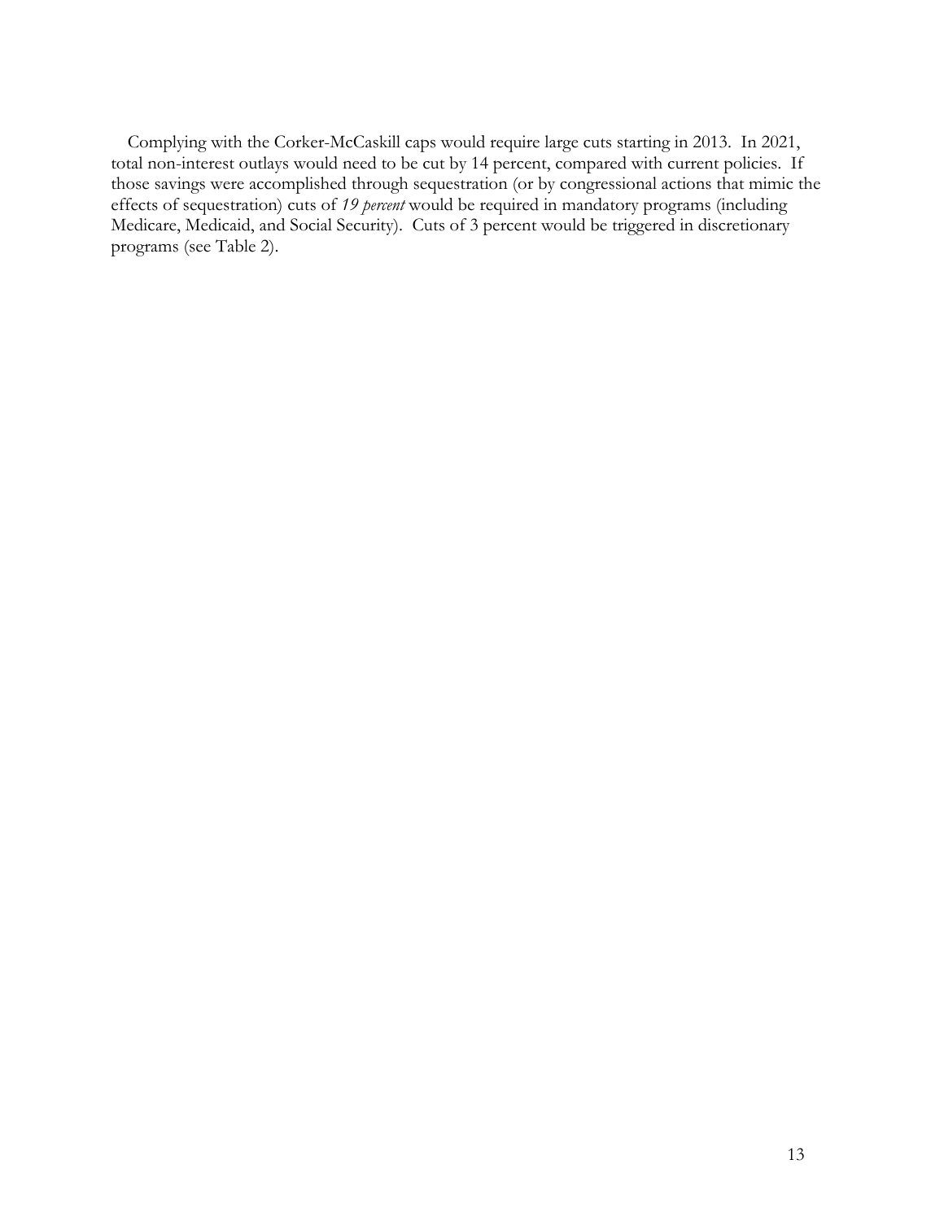Complying with the Corker-McCaskill caps would require large cuts starting in 2013. In 2021, total non-interest outlays would need to be cut by 14 percent, compared with current policies. If those savings were accomplished through sequestration (or by congressional actions that mimic the effects of sequestration) cuts of *19 percent* would be required in mandatory programs (including Medicare, Medicaid, and Social Security). Cuts of 3 percent would be triggered in discretionary programs (see Table 2).